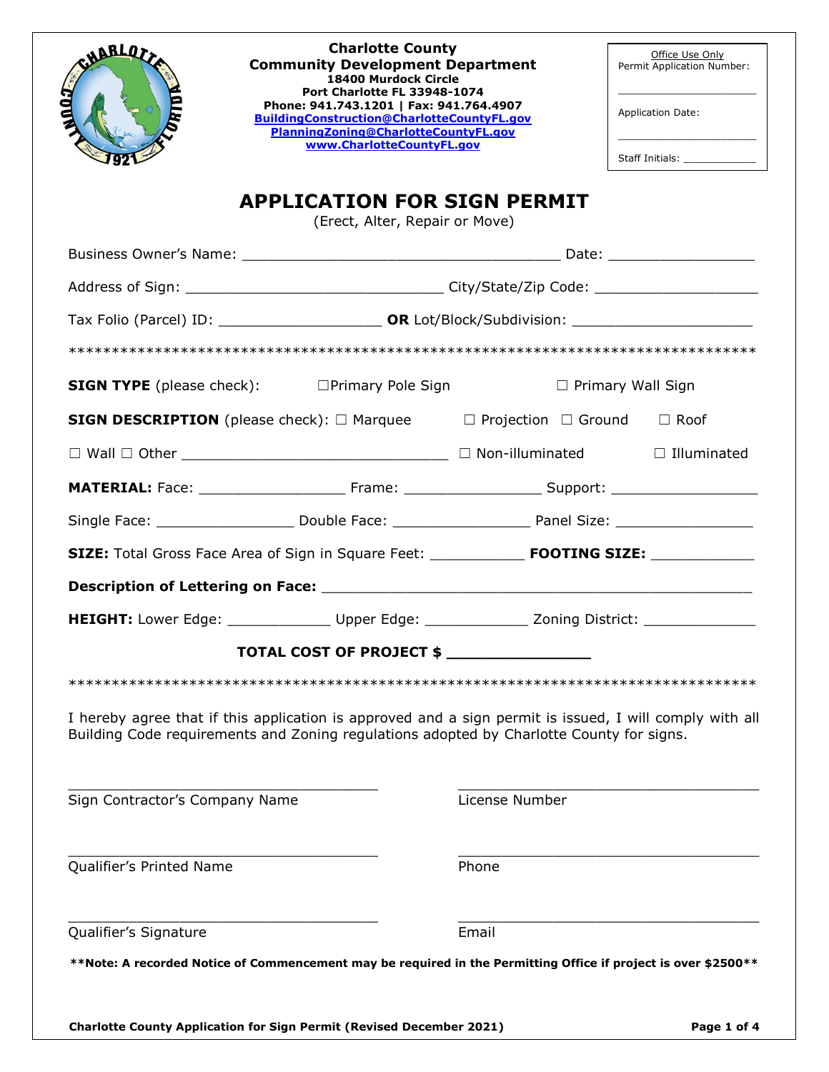**Charlotte County**
**Community Development Department**
**18400 Murdock Circle**
**Port Charlotte FL 33948-1074**
**Phone: 941.743.1201 | Fax: 941.764.4907**
**BuildingConstruction@CharlotteCountyFL.gov**
**PlanningZoning@CharlotteCountyFL.gov**
**www.CharlotteCountyFL.gov**

Office Use Only
Permit Application Number: ____________________

Application Date: ____________________

Staff Initials: ____________

# APPLICATION FOR SIGN PERMIT

(Erect, Alter, Repair or Move)

Business Owner's Name: ______________________________________ Date: _________________

Address of Sign: ______________________________ City/State/Zip Code: ___________________

Tax Folio (Parcel) ID: ___________________ **OR** Lot/Block/Subdivision: _____________________

********************************************************************************

**SIGN TYPE** (please check): ☐Primary Pole Sign ☐ Primary Wall Sign

**SIGN DESCRIPTION** (please check): ☐ Marquee ☐ Projection ☐ Ground ☐ Roof

☐ Wall ☐ Other _______________________________ ☐ Non-illuminated ☐ Illuminated

**MATERIAL:** Face: _________________ Frame: ________________ Support: _________________

Single Face: ________________ Double Face: ________________ Panel Size: ________________

**SIZE:** Total Gross Face Area of Sign in Square Feet: ___________ **FOOTING SIZE:** ____________

**Description of Lettering on Face:** __________________________________________________

**HEIGHT:** Lower Edge: ____________ Upper Edge: ____________ Zoning District: _____________

**TOTAL COST OF PROJECT $ _______________**

********************************************************************************

I hereby agree that if this application is approved and a sign permit is issued, I will comply with all Building Code requirements and Zoning regulations adopted by Charlotte County for signs.

____________________________________ ____________________________________
Sign Contractor's Company Name License Number

____________________________________ ____________________________________
Qualifier's Printed Name Phone

____________________________________ ____________________________________
Qualifier's Signature Email

****Note: A recorded Notice of Commencement may be required in the Permitting Office if project is over $2500****

**Charlotte County Application for Sign Permit (Revised December 2021)**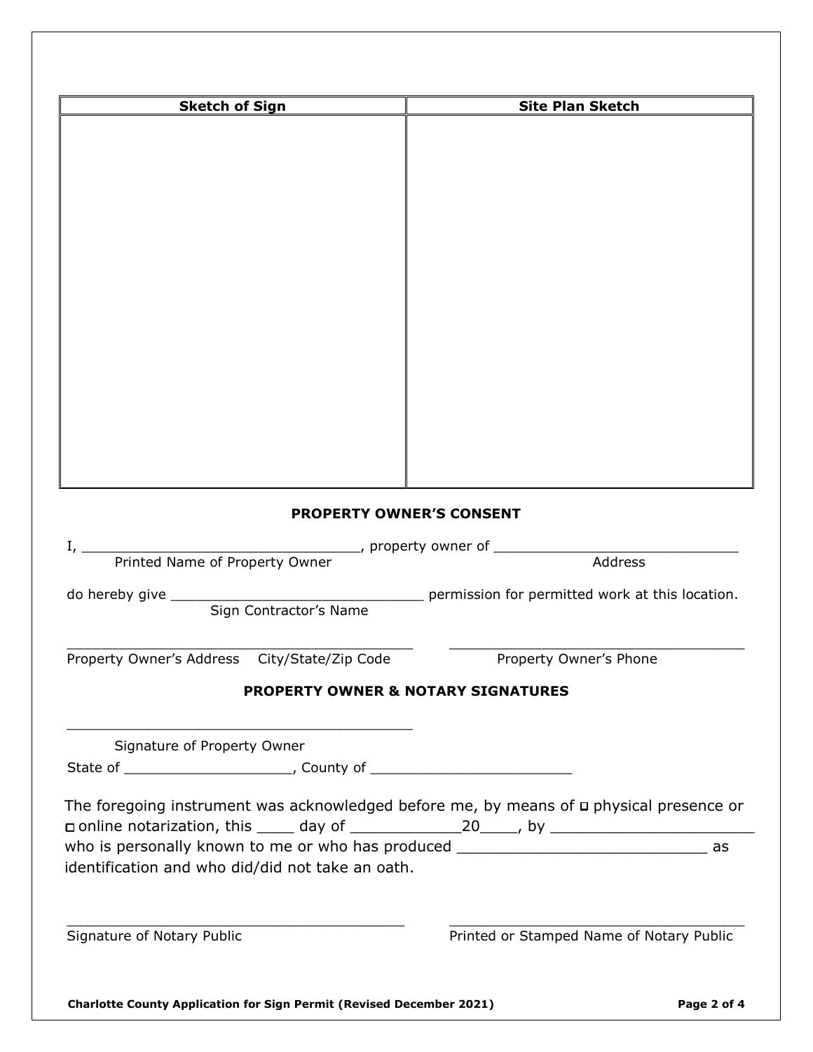| Sketch of Sign | Site Plan Sketch |
|---|---|
| | |

## PROPERTY OWNER'S CONSENT

I, ________________________________, property owner of ______________________________
Printed Name of Property Owner  Address

do hereby give ______________________________ permission for permitted work at this location.
Sign Contractor's Name

_________________________________________  ____________________________________
Property Owner's Address  City/State/Zip Code  Property Owner's Phone

## PROPERTY OWNER & NOTARY SIGNATURES

_________________________________________
Signature of Property Owner

State of ____________________, County of ________________________

The foregoing instrument was acknowledged before me, by means of ☐ physical presence or ☐ online notarization, this ____ day of ____________20____, by ______________________ who is personally known to me or who has produced ____________________________ as identification and who did/did not take an oath.

_________________________________________  ____________________________________
Signature of Notary Public  Printed or Stamped Name of Notary Public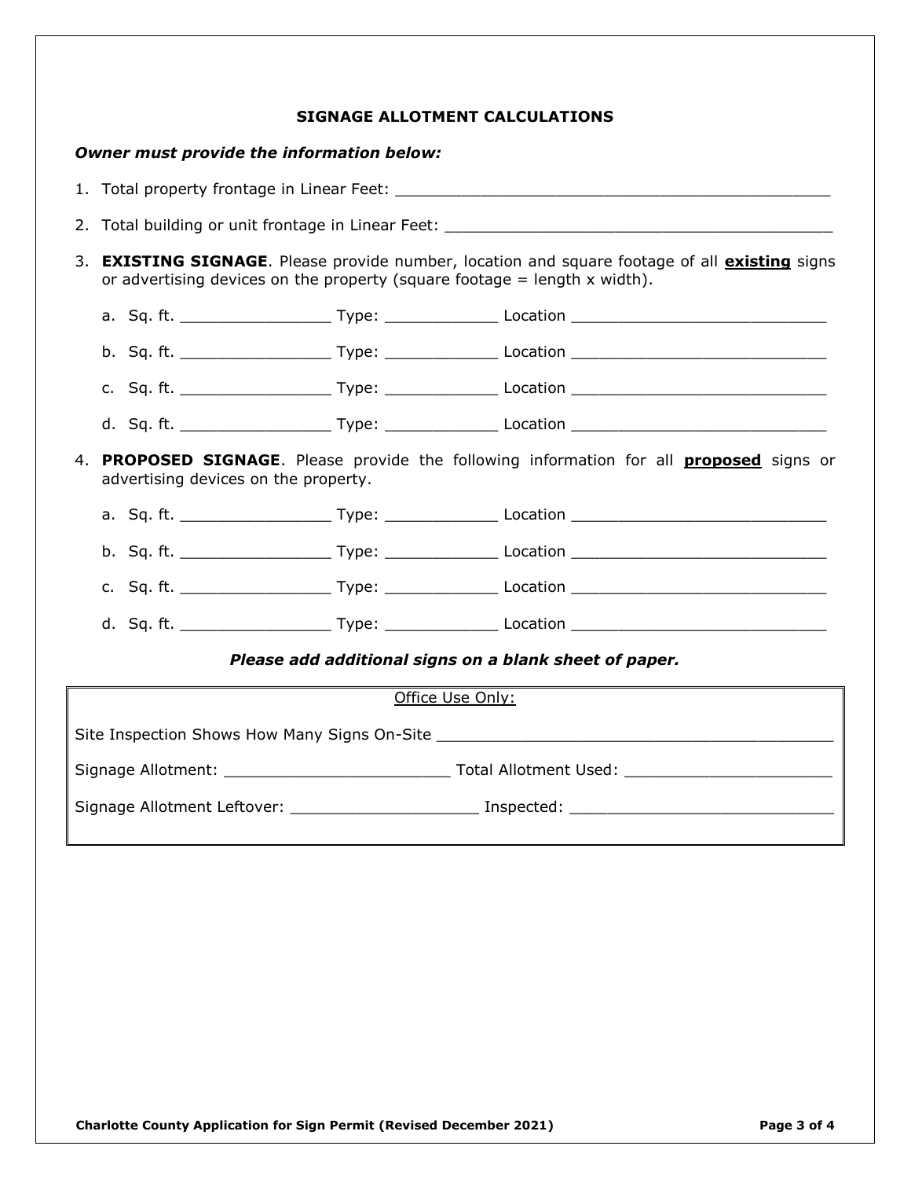## SIGNAGE ALLOTMENT CALCULATIONS

***Owner must provide the information below:***

1. Total property frontage in Linear Feet: ______________________________________________

2. Total building or unit frontage in Linear Feet: ________________________________________

3. **EXISTING SIGNAGE**. Please provide number, location and square footage of all **existing** signs or advertising devices on the property (square footage = length x width).

   a. Sq. ft. ________________ Type: ____________ Location ___________________________

   b. Sq. ft. ________________ Type: ____________ Location ___________________________

   c. Sq. ft. ________________ Type: ____________ Location ___________________________

   d. Sq. ft. ________________ Type: ____________ Location ___________________________

4. **PROPOSED SIGNAGE**. Please provide the following information for all **proposed** signs or advertising devices on the property.

   a. Sq. ft. ________________ Type: ____________ Location ___________________________

   b. Sq. ft. ________________ Type: ____________ Location ___________________________

   c. Sq. ft. ________________ Type: ____________ Location ___________________________

   d. Sq. ft. ________________ Type: ____________ Location ___________________________

***Please add additional signs on a blank sheet of paper.***

Office Use Only:

Site Inspection Shows How Many Signs On-Site ___________________________________________

Signage Allotment: ________________________ Total Allotment Used: ______________________

Signage Allotment Leftover: ____________________ Inspected: ____________________________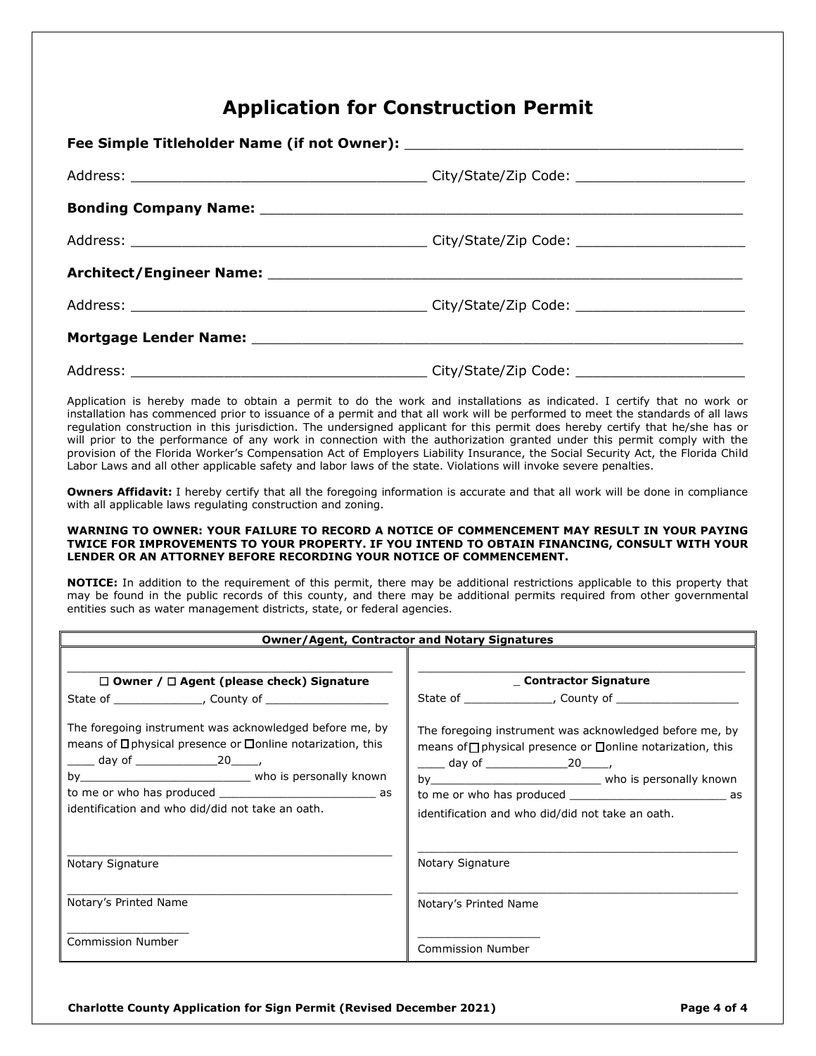# Application for Construction Permit

**Fee Simple Titleholder Name (if not Owner):** ______________________________________

Address: __________________________________ City/State/Zip Code: ___________________

**Bonding Company Name:** ________________________________________________________

Address: __________________________________ City/State/Zip Code: ___________________

**Architect/Engineer Name:** ______________________________________________________

Address: __________________________________ City/State/Zip Code: ___________________

**Mortgage Lender Name:** ________________________________________________________

Address: __________________________________ City/State/Zip Code: ___________________

Application is hereby made to obtain a permit to do the work and installations as indicated. I certify that no work or installation has commenced prior to issuance of a permit and that all work will be performed to meet the standards of all laws regulation construction in this jurisdiction. The undersigned applicant for this permit does hereby certify that he/she has or will prior to the performance of any work in connection with the authorization granted under this permit comply with the provision of the Florida Worker's Compensation Act of Employers Liability Insurance, the Social Security Act, the Florida Child Labor Laws and all other applicable safety and labor laws of the state. Violations will invoke severe penalties.

**Owners Affidavit:** I hereby certify that all the foregoing information is accurate and that all work will be done in compliance with all applicable laws regulating construction and zoning.

**WARNING TO OWNER: YOUR FAILURE TO RECORD A NOTICE OF COMMENCEMENT MAY RESULT IN YOUR PAYING TWICE FOR IMPROVEMENTS TO YOUR PROPERTY. IF YOU INTEND TO OBTAIN FINANCING, CONSULT WITH YOUR LENDER OR AN ATTORNEY BEFORE RECORDING YOUR NOTICE OF COMMENCEMENT.**

**NOTICE:** In addition to the requirement of this permit, there may be additional restrictions applicable to this property that may be found in the public records of this county, and there may be additional permits required from other governmental entities such as water management districts, state, or federal agencies.

| Owner/Agent, Contractor and Notary Signatures | |
|---|---|
| ______________________________________<br>**☐ Owner / ☐ Agent (please check) Signature**<br>State of ____________, County of _________________<br><br>The foregoing instrument was acknowledged before me, by means of ☐ physical presence or ☐ online notarization, this ____ day of ___________20____,<br>by________________________ who is personally known to me or who has produced ______________________ as identification and who did/did not take an oath.<br><br>______________________________________<br>Notary Signature<br><br>______________________________________<br>Notary's Printed Name<br><br>_________________<br>Commission Number | ______________________________________<br>_ **Contractor Signature**<br>State of ____________, County of _________________<br><br>The foregoing instrument was acknowledged before me, by means of ☐ physical presence or ☐ online notarization, this ____ day of ___________20____,<br>by________________________ who is personally known to me or who has produced ______________________ as identification and who did/did not take an oath.<br><br>______________________________________<br>Notary Signature<br><br>______________________________________<br>Notary's Printed Name<br><br>_________________<br>Commission Number |

**Charlotte County Application for Sign Permit (Revised December 2021)**